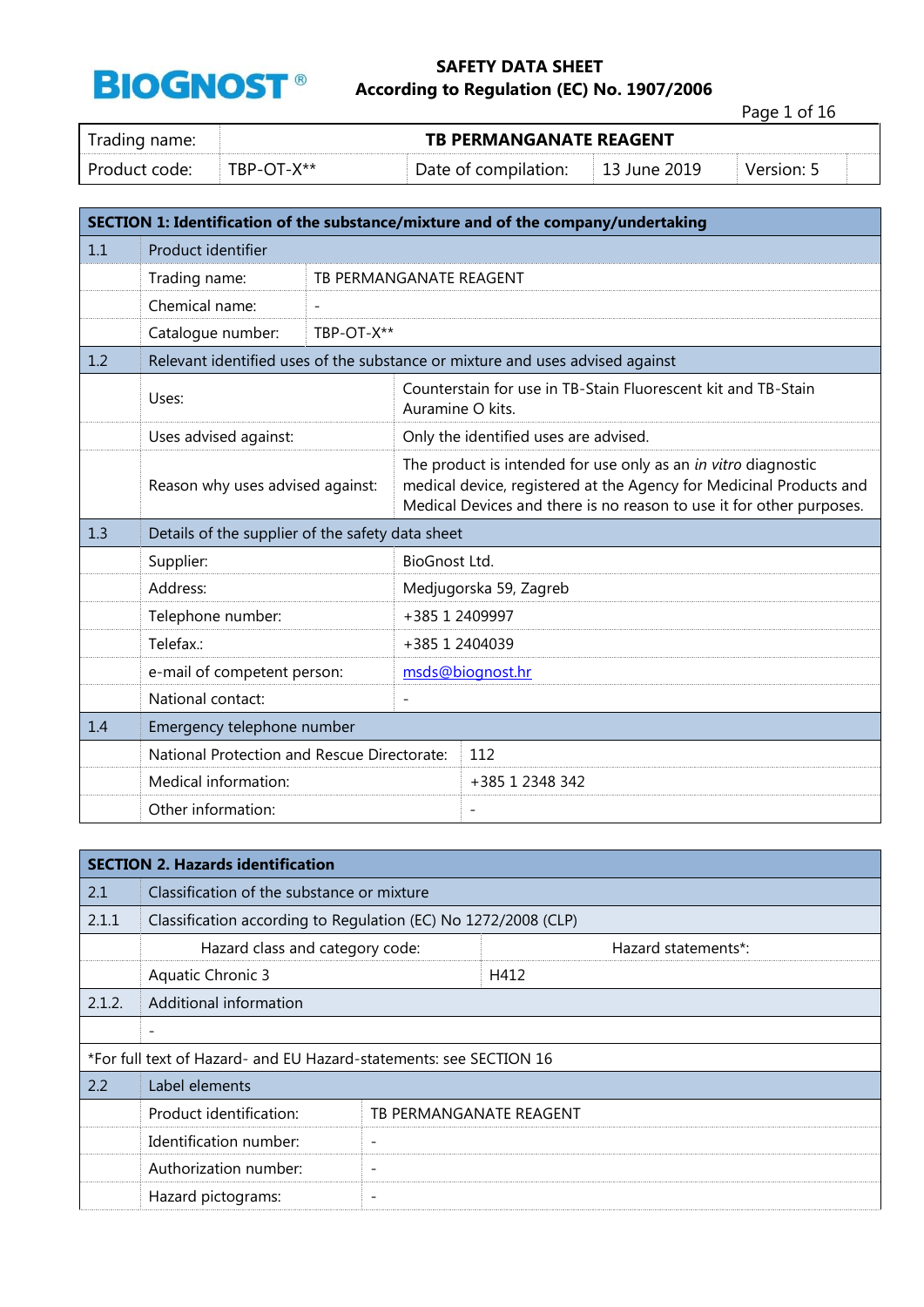**BIOGNOST®**

# SAFETY DATA SHEET
## According to Regulation (EC) No. 1907/2006

| Trading name: | TB PERMANGANATE REAGENT | | | | |
|---|---|---|---|---|---|
| Product code: | TBP-OT-X** | Date of compilation: | 13 June 2019 | Version: 5 | |

| **SECTION 1: Identification of the substance/mixture and of the company/undertaking** | | |
|---|---|---|
| 1.1 | Product identifier | |
| | Trading name: | TB PERMANGANATE REAGENT |
| | Chemical name: | - |
| | Catalogue number: | TBP-OT-X** |
| 1.2 | Relevant identified uses of the substance or mixture and uses advised against | |
| | Uses: | Counterstain for use in TB-Stain Fluorescent kit and TB-Stain Auramine O kits. |
| | Uses advised against: | Only the identified uses are advised. |
| | Reason why uses advised against: | The product is intended for use only as an *in vitro* diagnostic medical device, registered at the Agency for Medicinal Products and Medical Devices and there is no reason to use it for other purposes. |
| 1.3 | Details of the supplier of the safety data sheet | |
| | Supplier: | BioGnost Ltd. |
| | Address: | Medjugorska 59, Zagreb |
| | Telephone number: | +385 1 2409997 |
| | Telefax.: | +385 1 2404039 |
| | e-mail of competent person: | msds@biognost.hr |
| | National contact: | - |
| 1.4 | Emergency telephone number | |
| | National Protection and Rescue Directorate: | 112 |
| | Medical information: | +385 1 2348 342 |
| | Other information: | - |

| **SECTION 2. Hazards identification** | | |
|---|---|---|
| 2.1 | Classification of the substance or mixture | |
| 2.1.1 | Classification according to Regulation (EC) No 1272/2008 (CLP) | |
| | Hazard class and category code: | Hazard statements*: |
| | Aquatic Chronic 3 | H412 |
| 2.1.2. | Additional information | |
| | - | |
| *For full text of Hazard- and EU Hazard-statements: see SECTION 16 | | |
| 2.2 | Label elements | |
| | Product identification: | TB PERMANGANATE REAGENT |
| | Identification number: | - |
| | Authorization number: | - |
| | Hazard pictograms: | - |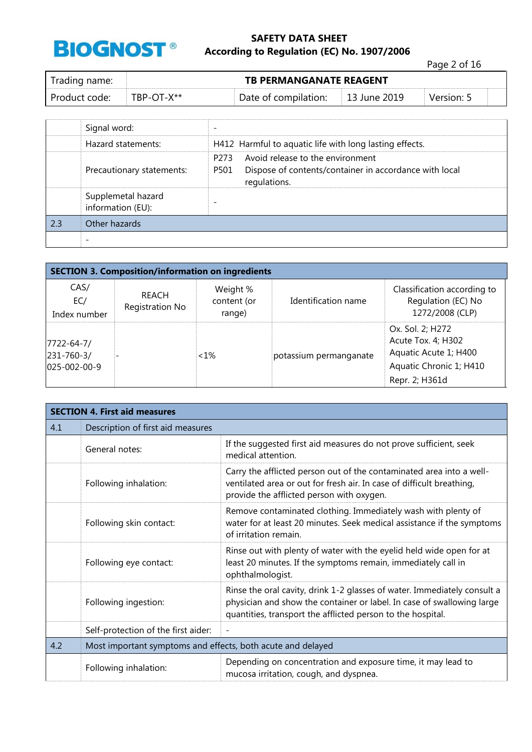|  |  |  |
|---|---|---|
|  | Signal word: | - |
|  | Hazard statements: | H412 Harmful to aquatic life with long lasting effects. |
|  | Precautionary statements: | P273 Avoid release to the environment<br>P501 Dispose of contents/container in accordance with local regulations. |
|  | Supplemetal hazard information (EU): | - |
| 2.3 | Other hazards | |
|  | - | |

## SECTION 3. Composition/information on ingredients

| CAS/ EC/ Index number | REACH Registration No | Weight % content (or range) | Identification name | Classification according to Regulation (EC) No 1272/2008 (CLP) |
|---|---|---|---|---|
| 7722-64-7/ 231-760-3/ 025-002-00-9 | - | <1% | potassium permanganate | Ox. Sol. 2; H272<br>Acute Tox. 4; H302<br>Aquatic Acute 1; H400<br>Aquatic Chronic 1; H410<br>Repr. 2; H361d |

## SECTION 4. First aid measures

|  |  |  |
|---|---|---|
| 4.1 | Description of first aid measures | |
|  | General notes: | If the suggested first aid measures do not prove sufficient, seek medical attention. |
|  | Following inhalation: | Carry the afflicted person out of the contaminated area into a well-ventilated area or out for fresh air. In case of difficult breathing, provide the afflicted person with oxygen. |
|  | Following skin contact: | Remove contaminated clothing. Immediately wash with plenty of water for at least 20 minutes. Seek medical assistance if the symptoms of irritation remain. |
|  | Following eye contact: | Rinse out with plenty of water with the eyelid held wide open for at least 20 minutes. If the symptoms remain, immediately call in ophthalmologist. |
|  | Following ingestion: | Rinse the oral cavity, drink 1-2 glasses of water. Immediately consult a physician and show the container or label. In case of swallowing large quantities, transport the afflicted person to the hospital. |
|  | Self-protection of the first aider: | - |
| 4.2 | Most important symptoms and effects, both acute and delayed | |
|  | Following inhalation: | Depending on concentration and exposure time, it may lead to mucosa irritation, cough, and dyspnea. |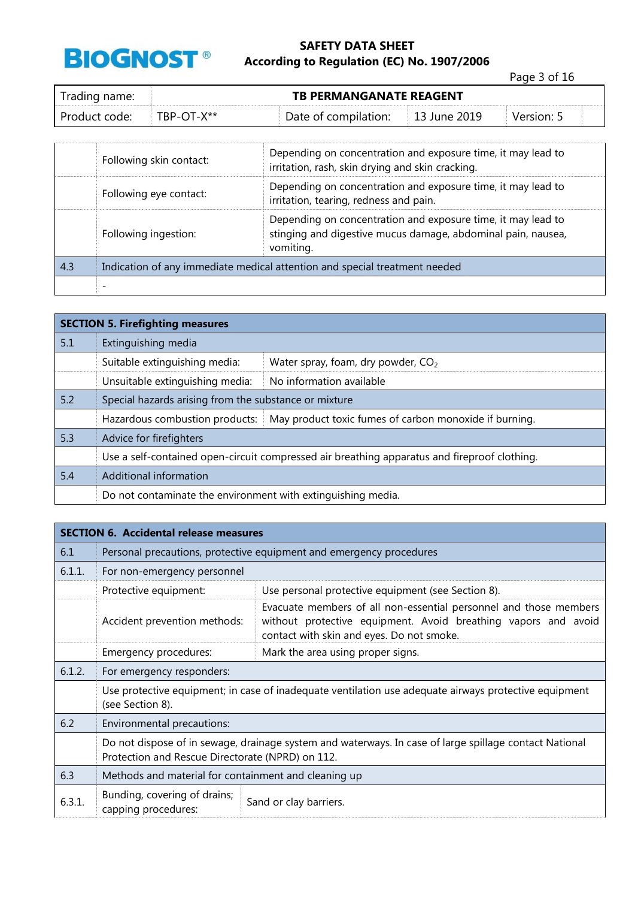| | | |
|---|---|---|
| | Following skin contact: | Depending on concentration and exposure time, it may lead to irritation, rash, skin drying and skin cracking. |
| | Following eye contact: | Depending on concentration and exposure time, it may lead to irritation, tearing, redness and pain. |
| | Following ingestion: | Depending on concentration and exposure time, it may lead to stinging and digestive mucus damage, abdominal pain, nausea, vomiting. |
| 4.3 | Indication of any immediate medical attention and special treatment needed | |
| | - | |

| **SECTION 5. Firefighting measures** | | |
|---|---|---|
| 5.1 | Extinguishing media | |
| | Suitable extinguishing media: | Water spray, foam, dry powder, $CO_2$ |
| | Unsuitable extinguishing media: | No information available |
| 5.2 | Special hazards arising from the substance or mixture | |
| | Hazardous combustion products: | May product toxic fumes of carbon monoxide if burning. |
| 5.3 | Advice for firefighters | |
| | Use a self-contained open-circuit compressed air breathing apparatus and fireproof clothing. | |
| 5.4 | Additional information | |
| | Do not contaminate the environment with extinguishing media. | |

| **SECTION 6. Accidental release measures** | | |
|---|---|---|
| 6.1 | Personal precautions, protective equipment and emergency procedures | |
| 6.1.1. | For non-emergency personnel | |
| | Protective equipment: | Use personal protective equipment (see Section 8). |
| | Accident prevention methods: | Evacuate members of all non-essential personnel and those members without protective equipment. Avoid breathing vapors and avoid contact with skin and eyes. Do not smoke. |
| | Emergency procedures: | Mark the area using proper signs. |
| 6.1.2. | For emergency responders: | |
| | Use protective equipment; in case of inadequate ventilation use adequate airways protective equipment (see Section 8). | |
| 6.2 | Environmental precautions: | |
| | Do not dispose of in sewage, drainage system and waterways. In case of large spillage contact National Protection and Rescue Directorate (NPRD) on 112. | |
| 6.3 | Methods and material for containment and cleaning up | |
| 6.3.1. | Bunding, covering of drains; capping procedures: | Sand or clay barriers. |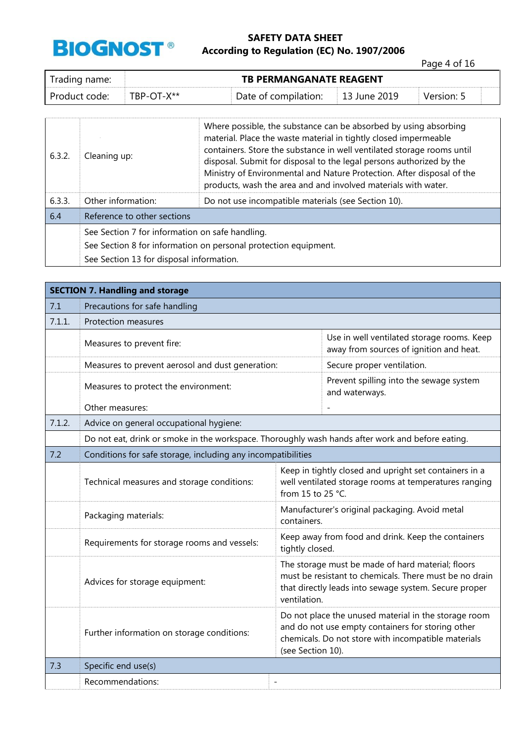| | | |
|---|---|---|
| 6.3.2. | Cleaning up: | Where possible, the substance can be absorbed by using absorbing material. Place the waste material in tightly closed impermeable containers. Store the substance in well ventilated storage rooms until disposal. Submit for disposal to the legal persons authorized by the Ministry of Environmental and Nature Protection. After disposal of the products, wash the area and and involved materials with water. |
| 6.3.3. | Other information: | Do not use incompatible materials (see Section 10). |
| 6.4 | Reference to other sections | |
| | See Section 7 for information on safe handling.<br>See Section 8 for information on personal protection equipment.<br>See Section 13 for disposal information. | |

## SECTION 7. Handling and storage

| | | |
|---|---|---|
| 7.1 | Precautions for safe handling | |
| 7.1.1. | Protection measures | |
| | Measures to prevent fire: | Use in well ventilated storage rooms. Keep away from sources of ignition and heat. |
| | Measures to prevent aerosol and dust generation: | Secure proper ventilation. |
| | Measures to protect the environment: | Prevent spilling into the sewage system and waterways. |
| | Other measures: | - |
| 7.1.2. | Advice on general occupational hygiene: | |
| | Do not eat, drink or smoke in the workspace. Thoroughly wash hands after work and before eating. | |
| 7.2 | Conditions for safe storage, including any incompatibilities | |
| | Technical measures and storage conditions: | Keep in tightly closed and upright set containers in a well ventilated storage rooms at temperatures ranging from 15 to 25 °C. |
| | Packaging materials: | Manufacturer's original packaging. Avoid metal containers. |
| | Requirements for storage rooms and vessels: | Keep away from food and drink. Keep the containers tightly closed. |
| | Advices for storage equipment: | The storage must be made of hard material; floors must be resistant to chemicals. There must be no drain that directly leads into sewage system. Secure proper ventilation. |
| | Further information on storage conditions: | Do not place the unused material in the storage room and do not use empty containers for storing other chemicals. Do not store with incompatible materials (see Section 10). |
| 7.3 | Specific end use(s) | |
| | Recommendations: | - |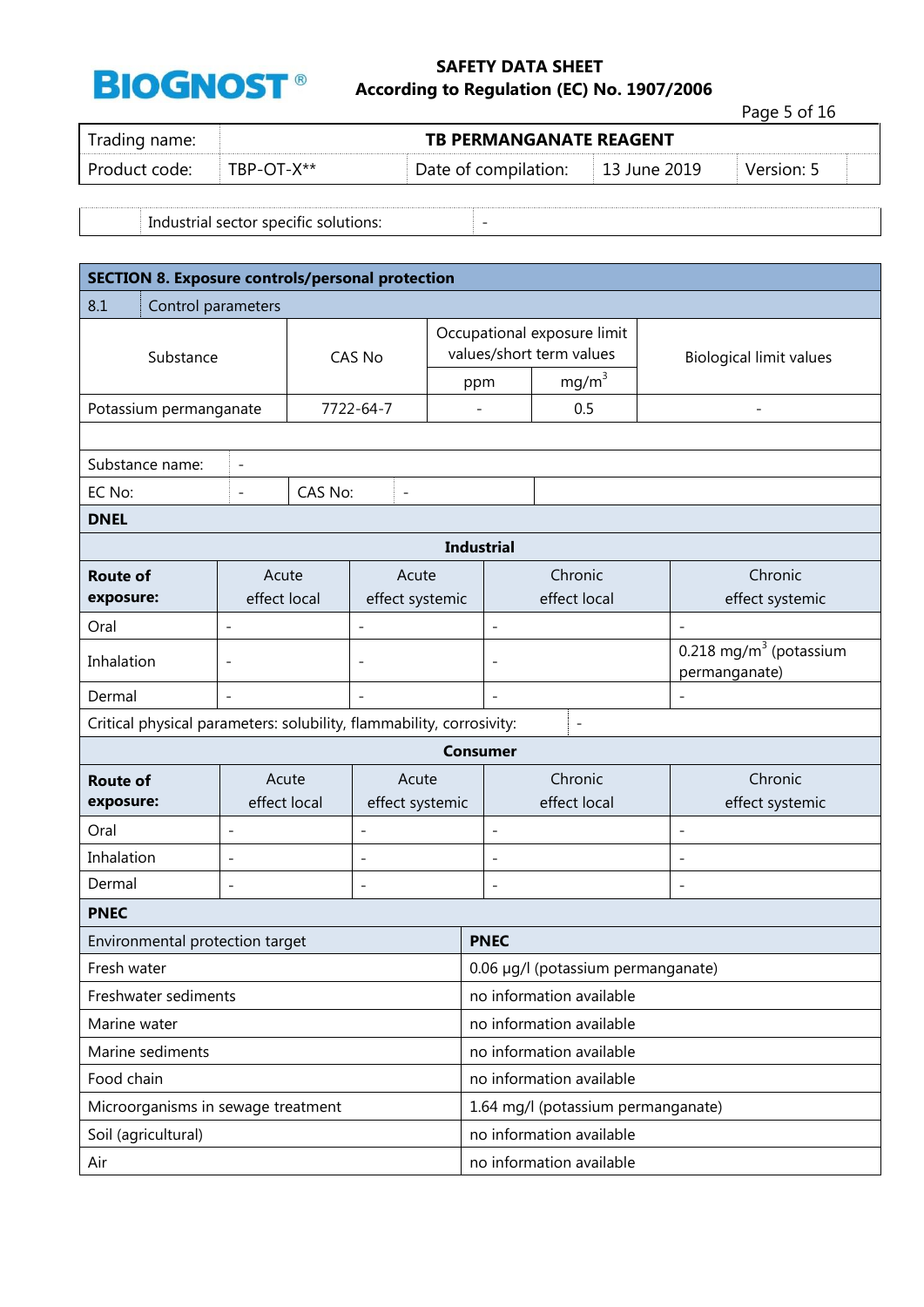| | Industrial sector specific solutions: | - |
|---|---|---|

## SECTION 8. Exposure controls/personal protection

### 8.1 Control parameters

| Substance | CAS No | Occupational exposure limit values/short term values | | Biological limit values |
|---|---|---|---|---|
| | | ppm | mg/m$^3$ | |
| Potassium permanganate | 7722-64-7 | - | 0.5 | - |

| Substance name: | - | | |
|---|---|---|---|
| EC No: | - | CAS No: | - |

**DNEL**

**Industrial**

| **Route of exposure:** | Acute effect local | Acute effect systemic | Chronic effect local | Chronic effect systemic |
|---|---|---|---|---|
| Oral | - | - | - | - |
| Inhalation | - | - | - | 0.218 mg/m$^3$ (potassium permanganate) |
| Dermal | - | - | - | - |

| Critical physical parameters: solubility, flammability, corrosivity: | - |
|---|---|

**Consumer**

| **Route of exposure:** | Acute effect local | Acute effect systemic | Chronic effect local | Chronic effect systemic |
|---|---|---|---|---|
| Oral | - | - | - | - |
| Inhalation | - | - | - | - |
| Dermal | - | - | - | - |

**PNEC**

| Environmental protection target | **PNEC** |
|---|---|
| Fresh water | 0.06 µg/l (potassium permanganate) |
| Freshwater sediments | no information available |
| Marine water | no information available |
| Marine sediments | no information available |
| Food chain | no information available |
| Microorganisms in sewage treatment | 1.64 mg/l (potassium permanganate) |
| Soil (agricultural) | no information available |
| Air | no information available |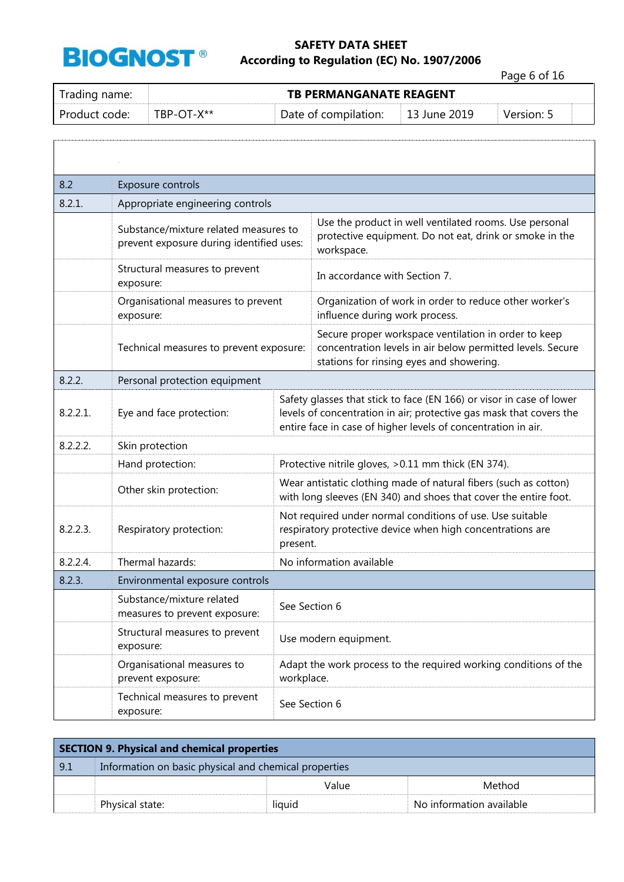| | | |
|---|---|---|
| **8.2** | **Exposure controls** | |
| **8.2.1.** | **Appropriate engineering controls** | |
| | Substance/mixture related measures to prevent exposure during identified uses: | Use the product in well ventilated rooms. Use personal protective equipment. Do not eat, drink or smoke in the workspace. |
| | Structural measures to prevent exposure: | In accordance with Section 7. |
| | Organisational measures to prevent exposure: | Organization of work in order to reduce other worker's influence during work process. |
| | Technical measures to prevent exposure: | Secure proper workspace ventilation in order to keep concentration levels in air below permitted levels. Secure stations for rinsing eyes and showering. |
| **8.2.2.** | **Personal protection equipment** | |
| 8.2.2.1. | Eye and face protection: | Safety glasses that stick to face (EN 166) or visor in case of lower levels of concentration in air; protective gas mask that covers the entire face in case of higher levels of concentration in air. |
| 8.2.2.2. | Skin protection | |
| | Hand protection: | Protective nitrile gloves, >0.11 mm thick (EN 374). |
| | Other skin protection: | Wear antistatic clothing made of natural fibers (such as cotton) with long sleeves (EN 340) and shoes that cover the entire foot. |
| 8.2.2.3. | Respiratory protection: | Not required under normal conditions of use. Use suitable respiratory protective device when high concentrations are present. |
| 8.2.2.4. | Thermal hazards: | No information available |
| **8.2.3.** | **Environmental exposure controls** | |
| | Substance/mixture related measures to prevent exposure: | See Section 6 |
| | Structural measures to prevent exposure: | Use modern equipment. |
| | Organisational measures to prevent exposure: | Adapt the work process to the required working conditions of the workplace. |
| | Technical measures to prevent exposure: | See Section 6 |

## SECTION 9. Physical and chemical properties

| 9.1 | Information on basic physical and chemical properties | | |
|---|---|---|---|
| | | Value | Method |
| | Physical state: | liquid | No information available |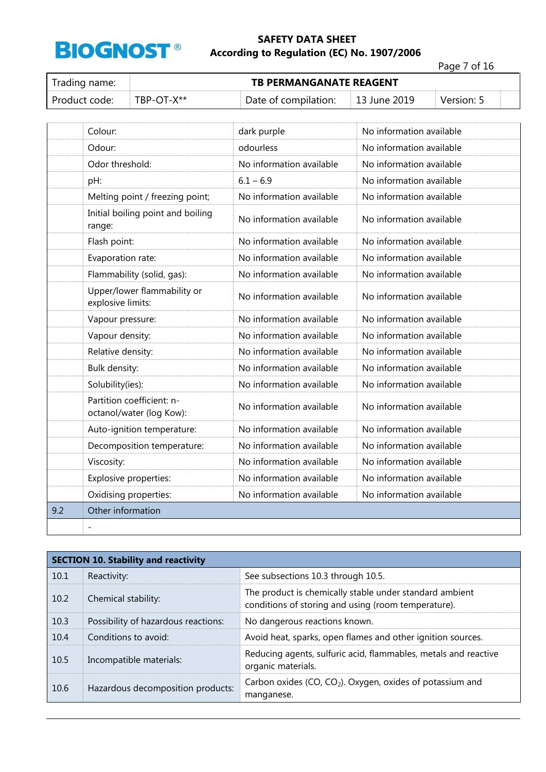| Trading name: | TB PERMANGANATE REAGENT | | | |
|---|---|---|---|---|
| Product code: | TBP-OT-X** | Date of compilation: | 13 June 2019 | Version: 5 |

| | | | |
|---|---|---|---|
| | Colour: | dark purple | No information available |
| | Odour: | odourless | No information available |
| | Odor threshold: | No information available | No information available |
| | pH: | 6.1 – 6.9 | No information available |
| | Melting point / freezing point; | No information available | No information available |
| | Initial boiling point and boiling range: | No information available | No information available |
| | Flash point: | No information available | No information available |
| | Evaporation rate: | No information available | No information available |
| | Flammability (solid, gas): | No information available | No information available |
| | Upper/lower flammability or explosive limits: | No information available | No information available |
| | Vapour pressure: | No information available | No information available |
| | Vapour density: | No information available | No information available |
| | Relative density: | No information available | No information available |
| | Bulk density: | No information available | No information available |
| | Solubility(ies): | No information available | No information available |
| | Partition coefficient: n-octanol/water (log Kow): | No information available | No information available |
| | Auto-ignition temperature: | No information available | No information available |
| | Decomposition temperature: | No information available | No information available |
| | Viscosity: | No information available | No information available |
| | Explosive properties: | No information available | No information available |
| | Oxidising properties: | No information available | No information available |
| 9.2 | Other information | | |
| | - | | |

| SECTION 10. Stability and reactivity | | |
|---|---|---|
| 10.1 | Reactivity: | See subsections 10.3 through 10.5. |
| 10.2 | Chemical stability: | The product is chemically stable under standard ambient conditions of storing and using (room temperature). |
| 10.3 | Possibility of hazardous reactions: | No dangerous reactions known. |
| 10.4 | Conditions to avoid: | Avoid heat, sparks, open flames and other ignition sources. |
| 10.5 | Incompatible materials: | Reducing agents, sulfuric acid, flammables, metals and reactive organic materials. |
| 10.6 | Hazardous decomposition products: | Carbon oxides ($CO$, $CO_2$). Oxygen, oxides of potassium and manganese. |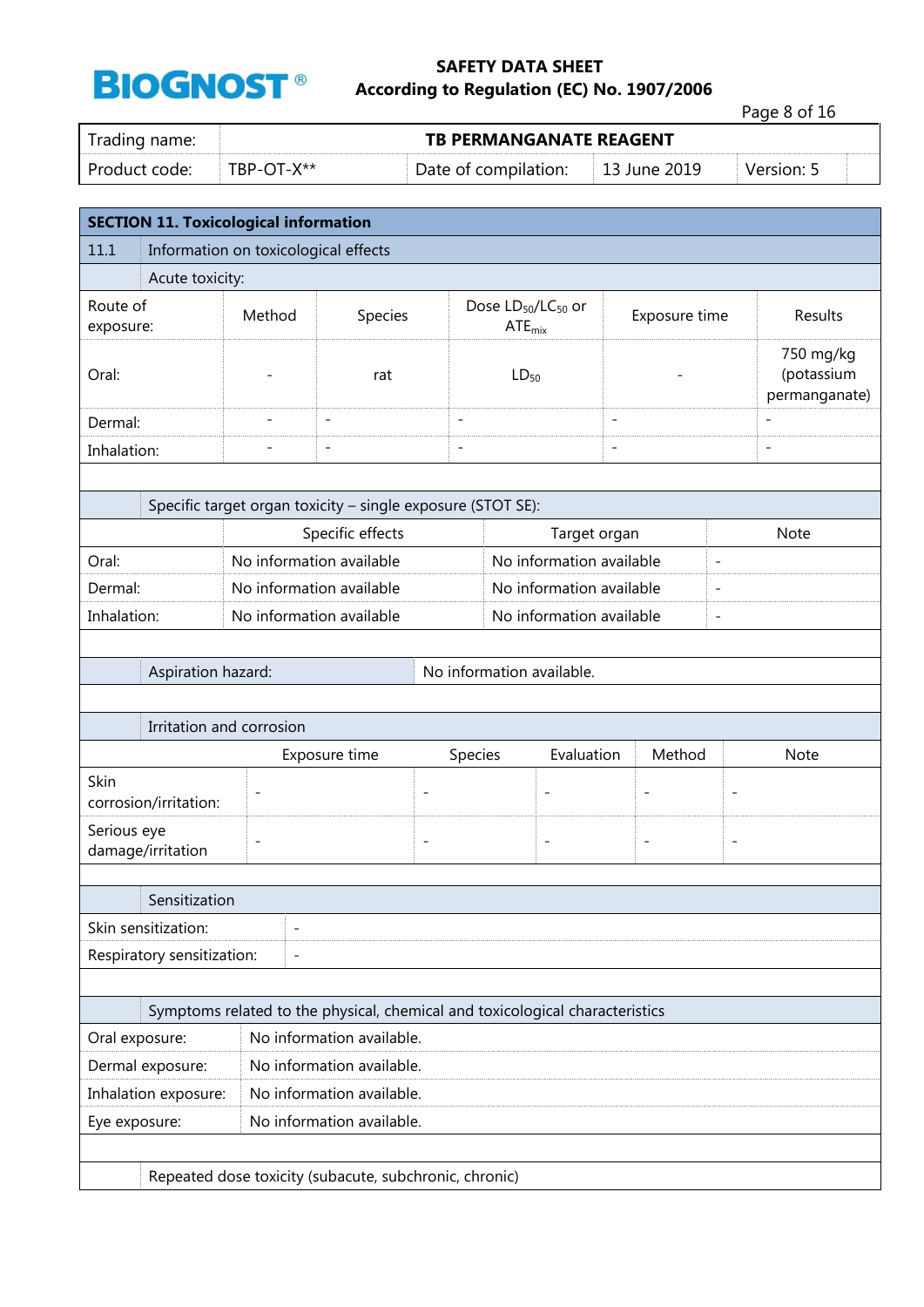## SECTION 11. Toxicological information

### 11.1 Information on toxicological effects

**Acute toxicity:**

| Route of exposure: | Method | Species | Dose $LD_{50}/LC_{50}$ or $ATE_{mix}$ | Exposure time | Results |
|---|---|---|---|---|---|
| Oral: | - | rat | $LD_{50}$ | - | 750 mg/kg (potassium permanganate) |
| Dermal: | - | - | - | - | - |
| Inhalation: | - | - | - | - | - |

**Specific target organ toxicity – single exposure (STOT SE):**

| | Specific effects | Target organ | Note |
|---|---|---|---|
| Oral: | No information available | No information available | - |
| Dermal: | No information available | No information available | - |
| Inhalation: | No information available | No information available | - |

| Aspiration hazard: | No information available. |
|---|---|

**Irritation and corrosion**

| | Exposure time | Species | Evaluation | Method | Note |
|---|---|---|---|---|---|
| Skin corrosion/irritation: | - | - | - | - | - |
| Serious eye damage/irritation | - | - | - | - | - |

**Sensitization**

| | |
|---|---|
| Skin sensitization: | - |
| Respiratory sensitization: | - |

**Symptoms related to the physical, chemical and toxicological characteristics**

| | |
|---|---|
| Oral exposure: | No information available. |
| Dermal exposure: | No information available. |
| Inhalation exposure: | No information available. |
| Eye exposure: | No information available. |

**Repeated dose toxicity (subacute, subchronic, chronic)**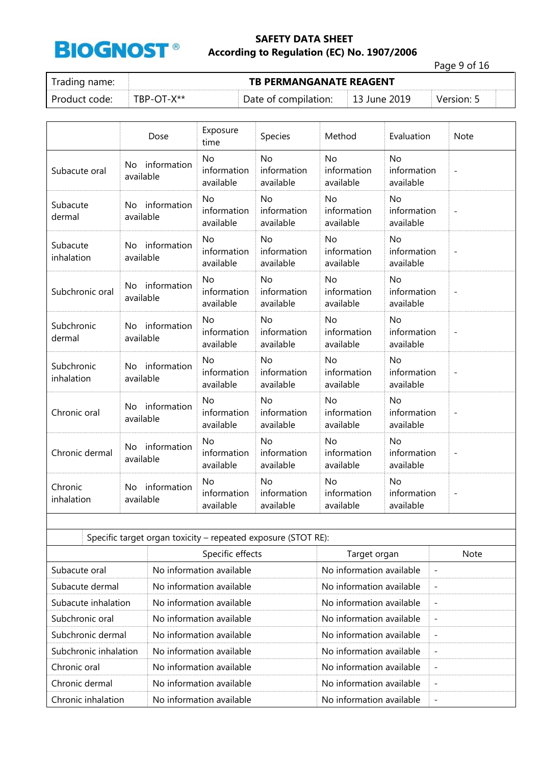| Trading name: | TB PERMANGANATE REAGENT | | | |
|---|---|---|---|---|
| Product code: | TBP-OT-X** | Date of compilation: | 13 June 2019 | Version: 5 |

| | Dose | Exposure time | Species | Method | Evaluation | Note |
|---|---|---|---|---|---|---|
| Subacute oral | No information available | No information available | No information available | No information available | No information available | - |
| Subacute dermal | No information available | No information available | No information available | No information available | No information available | - |
| Subacute inhalation | No information available | No information available | No information available | No information available | No information available | - |
| Subchronic oral | No information available | No information available | No information available | No information available | No information available | - |
| Subchronic dermal | No information available | No information available | No information available | No information available | No information available | - |
| Subchronic inhalation | No information available | No information available | No information available | No information available | No information available | - |
| Chronic oral | No information available | No information available | No information available | No information available | No information available | - |
| Chronic dermal | No information available | No information available | No information available | No information available | No information available | - |
| Chronic inhalation | No information available | No information available | No information available | No information available | No information available | - |

Specific target organ toxicity – repeated exposure (STOT RE):

| | Specific effects | Target organ | Note |
|---|---|---|---|
| Subacute oral | No information available | No information available | - |
| Subacute dermal | No information available | No information available | - |
| Subacute inhalation | No information available | No information available | - |
| Subchronic oral | No information available | No information available | - |
| Subchronic dermal | No information available | No information available | - |
| Subchronic inhalation | No information available | No information available | - |
| Chronic oral | No information available | No information available | - |
| Chronic dermal | No information available | No information available | - |
| Chronic inhalation | No information available | No information available | - |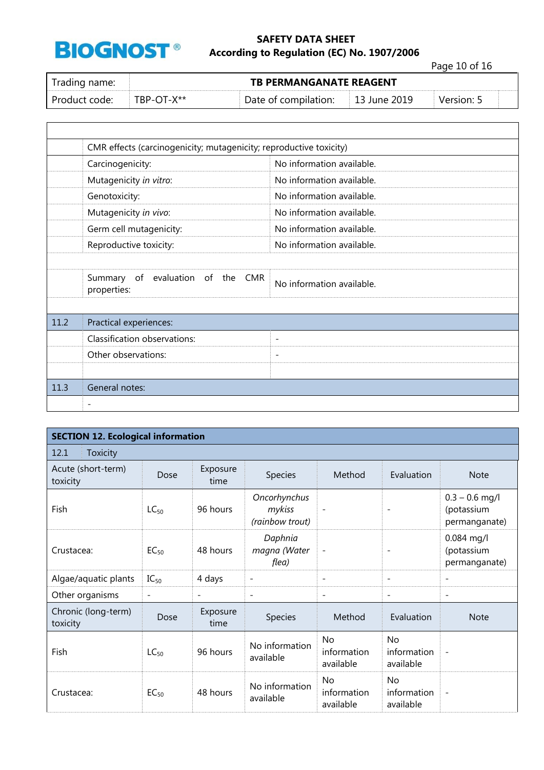| | |
|---|---|
| CMR effects (carcinogenicity; mutagenicity; reproductive toxicity) | |
| Carcinogenicity: | No information available. |
| Mutagenicity *in vitro*: | No information available. |
| Genotoxicity: | No information available. |
| Mutagenicity *in vivo*: | No information available. |
| Germ cell mutagenicity: | No information available. |
| Reproductive toxicity: | No information available. |
| Summary of evaluation of the CMR properties: | No information available. |

| | | |
|---|---|---|
| 11.2 | Practical experiences: | |
| | Classification observations: | - |
| | Other observations: | - |
| 11.3 | General notes: | |
| | - | |

## SECTION 12. Ecological information

### 12.1 Toxicity

| Acute (short-term) toxicity | Dose | Exposure time | Species | Method | Evaluation | Note |
|---|---|---|---|---|---|---|
| Fish | $LC_{50}$ | 96 hours | *Oncorhynchus mykiss (rainbow trout)* | - | - | 0.3 – 0.6 mg/l (potassium permanganate) |
| Crustacea: | $EC_{50}$ | 48 hours | *Daphnia magna (Water flea)* | - | - | 0.084 mg/l (potassium permanganate) |
| Algae/aquatic plants | $IC_{50}$ | 4 days | - | - | - | - |
| Other organisms | - | - | - | - | - | - |
| **Chronic (long-term) toxicity** | **Dose** | **Exposure time** | **Species** | **Method** | **Evaluation** | **Note** |
| Fish | $LC_{50}$ | 96 hours | No information available | No information available | No information available | - |
| Crustacea: | $EC_{50}$ | 48 hours | No information available | No information available | No information available | - |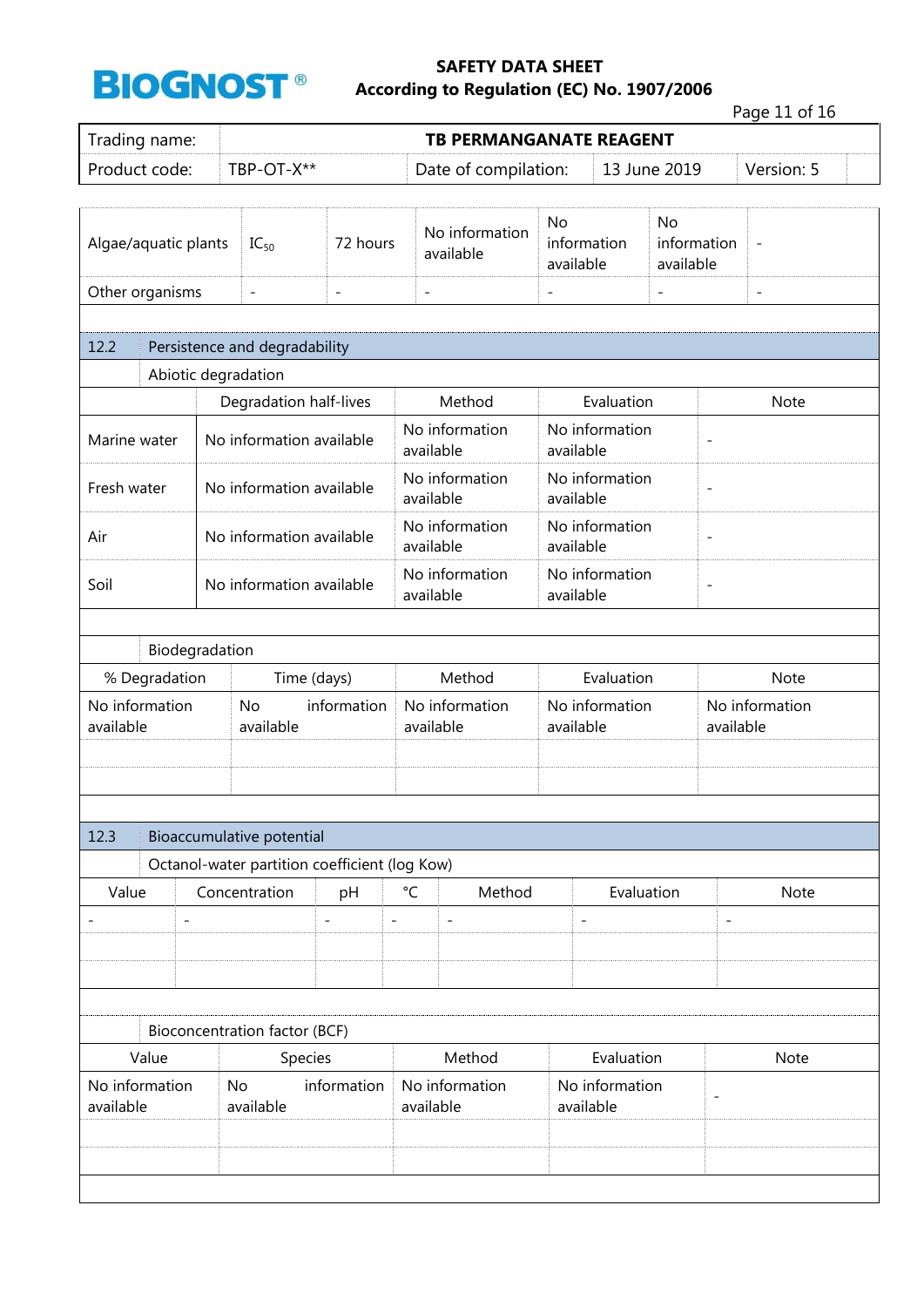| Algae/aquatic plants | $IC_{50}$ | 72 hours | No information available | No information available | No information available | - |
|---|---|---|---|---|---|---|
| Other organisms | - | - | - | - | - | - |

## 12.2 Persistence and degradability

Abiotic degradation

| | Degradation half-lives | Method | Evaluation | Note |
|---|---|---|---|---|
| Marine water | No information available | No information available | No information available | - |
| Fresh water | No information available | No information available | No information available | - |
| Air | No information available | No information available | No information available | - |
| Soil | No information available | No information available | No information available | - |

Biodegradation

| % Degradation | Time (days) | Method | Evaluation | Note |
|---|---|---|---|---|
| No information available | No information available | No information available | No information available | No information available |
| | | | | |
| | | | | |

## 12.3 Bioaccumulative potential

Octanol-water partition coefficient (log Kow)

| Value | Concentration | pH | °C | Method | Evaluation | Note |
|---|---|---|---|---|---|---|
| - | - | - | - | - | - | - |
| | | | | | | |
| | | | | | | |

Bioconcentration factor (BCF)

| Value | Species | Method | Evaluation | Note |
|---|---|---|---|---|
| No information available | No information available | No information available | No information available | - |
| | | | | |
| | | | | |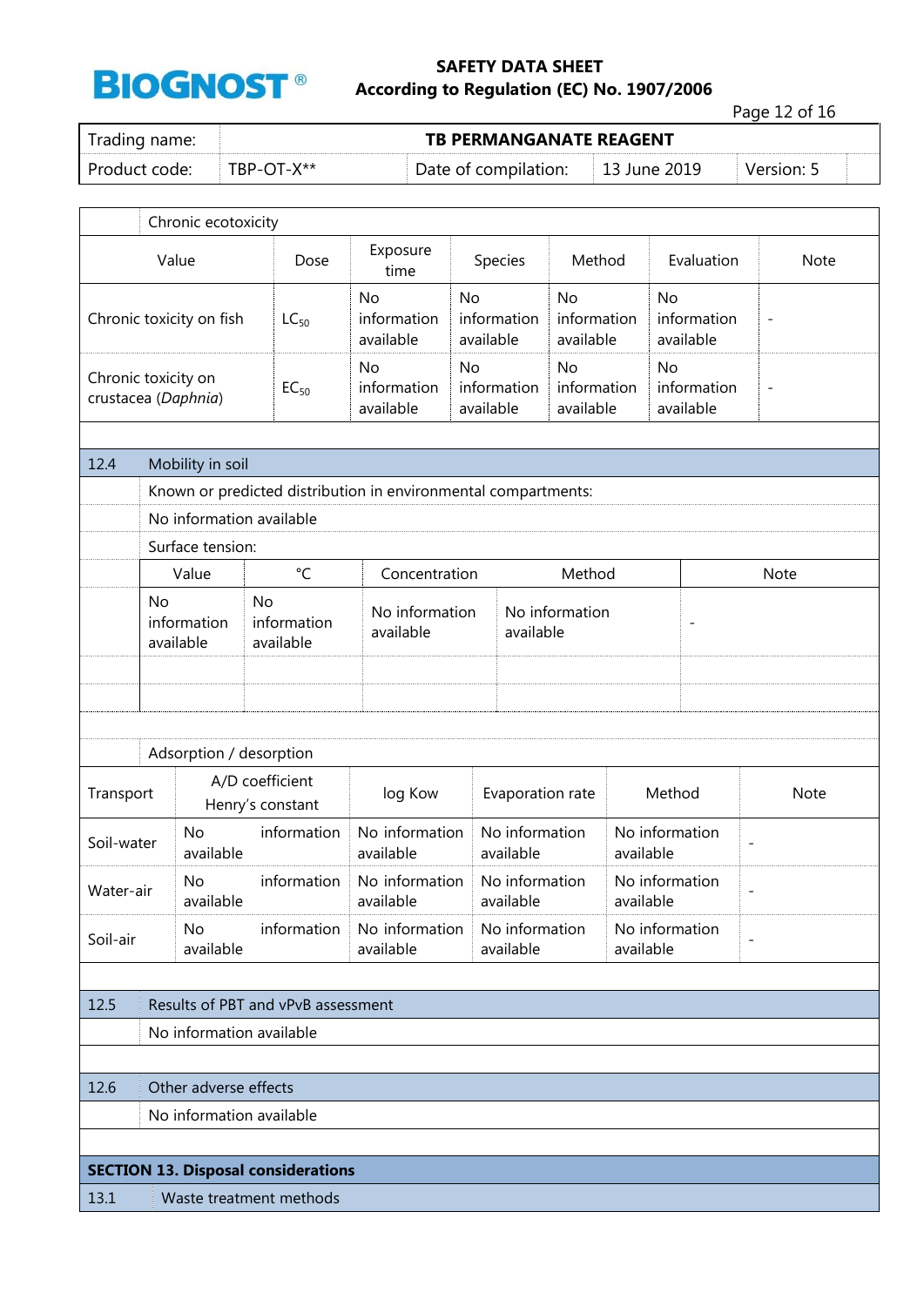| Chronic ecotoxicity | | | | | | |
|---|---|---|---|---|---|---|
| Value | Dose | Exposure time | Species | Method | Evaluation | Note |
| Chronic toxicity on fish | $LC_{50}$ | No information available | No information available | No information available | No information available | - |
| Chronic toxicity on crustacea (*Daphnia*) | $EC_{50}$ | No information available | No information available | No information available | No information available | - |

## 12.4 Mobility in soil

Known or predicted distribution in environmental compartments:

No information available

Surface tension:

| Value | °C | Concentration | Method | Note |
|---|---|---|---|---|
| No information available | No information available | No information available | No information available | - |
| | | | | |
| | | | | |

Adsorption / desorption

| Transport | A/D coefficient Henry's constant | log Kow | Evaporation rate | Method | Note |
|---|---|---|---|---|---|
| Soil-water | No information available | No information available | No information available | No information available | - |
| Water-air | No information available | No information available | No information available | No information available | - |
| Soil-air | No information available | No information available | No information available | No information available | - |

## 12.5 Results of PBT and vPvB assessment

No information available

## 12.6 Other adverse effects

No information available

# SECTION 13. Disposal considerations

## 13.1 Waste treatment methods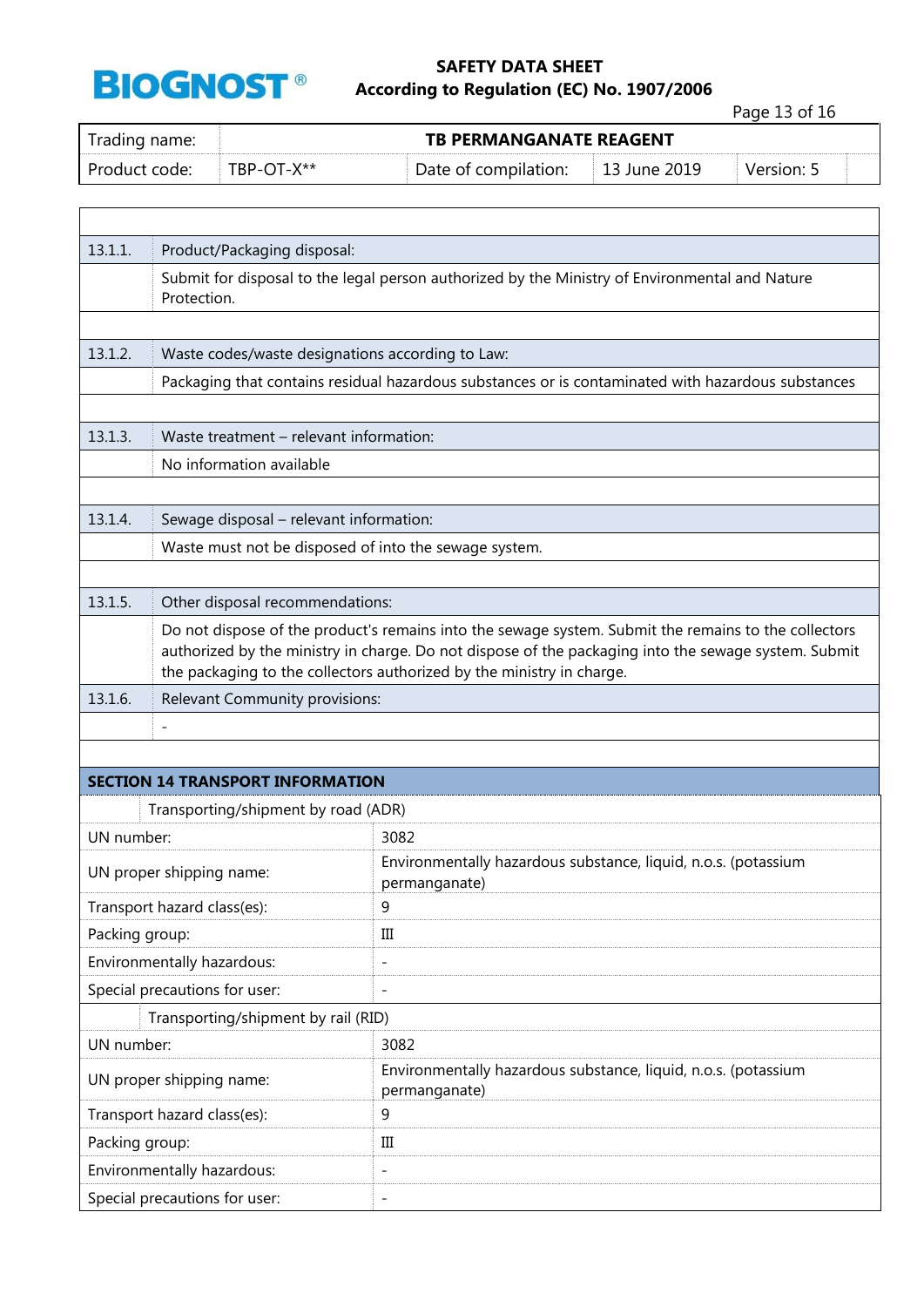| | |
|---|---|
| 13.1.1. | Product/Packaging disposal: |
| | Submit for disposal to the legal person authorized by the Ministry of Environmental and Nature Protection. |
| 13.1.2. | Waste codes/waste designations according to Law: |
| | Packaging that contains residual hazardous substances or is contaminated with hazardous substances |
| 13.1.3. | Waste treatment – relevant information: |
| | No information available |
| 13.1.4. | Sewage disposal – relevant information: |
| | Waste must not be disposed of into the sewage system. |
| 13.1.5. | Other disposal recommendations: |
| | Do not dispose of the product's remains into the sewage system. Submit the remains to the collectors authorized by the ministry in charge. Do not dispose of the packaging into the sewage system. Submit the packaging to the collectors authorized by the ministry in charge. |
| 13.1.6. | Relevant Community provisions: |
| | - |

## SECTION 14 TRANSPORT INFORMATION

| Transporting/shipment by road (ADR) | |
|---|---|
| UN number: | 3082 |
| UN proper shipping name: | Environmentally hazardous substance, liquid, n.o.s. (potassium permanganate) |
| Transport hazard class(es): | 9 |
| Packing group: | III |
| Environmentally hazardous: | - |
| Special precautions for user: | - |

| Transporting/shipment by rail (RID) | |
|---|---|
| UN number: | 3082 |
| UN proper shipping name: | Environmentally hazardous substance, liquid, n.o.s. (potassium permanganate) |
| Transport hazard class(es): | 9 |
| Packing group: | III |
| Environmentally hazardous: | - |
| Special precautions for user: | - |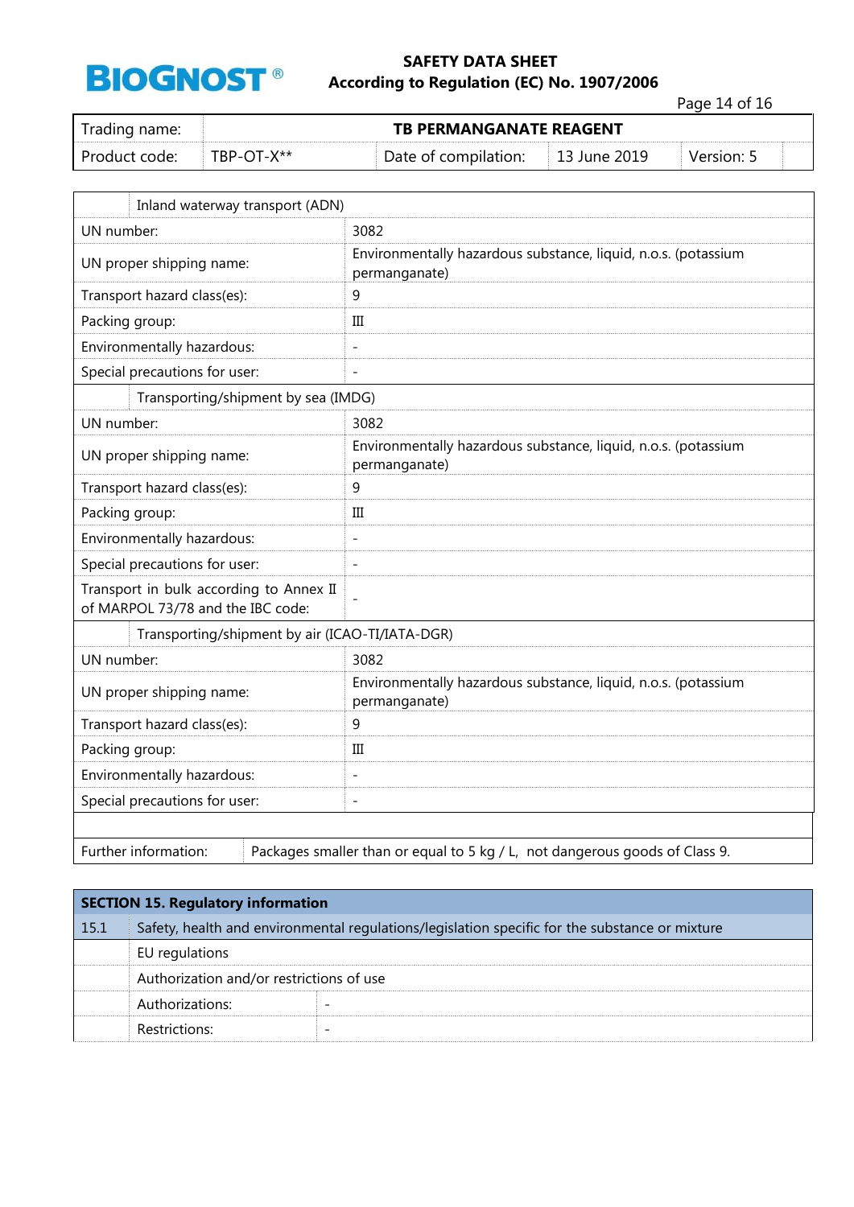| Trading name: | TB PERMANGANATE REAGENT | | | |
|---|---|---|---|---|
| Product code: | TBP-OT-X** | Date of compilation: | 13 June 2019 | Version: 5 |

| | |
|---|---|
| **Inland waterway transport (ADN)** | |
| UN number: | 3082 |
| UN proper shipping name: | Environmentally hazardous substance, liquid, n.o.s. (potassium permanganate) |
| Transport hazard class(es): | 9 |
| Packing group: | III |
| Environmentally hazardous: | - |
| Special precautions for user: | - |
| **Transporting/shipment by sea (IMDG)** | |
| UN number: | 3082 |
| UN proper shipping name: | Environmentally hazardous substance, liquid, n.o.s. (potassium permanganate) |
| Transport hazard class(es): | 9 |
| Packing group: | III |
| Environmentally hazardous: | - |
| Special precautions for user: | - |
| Transport in bulk according to Annex II of MARPOL 73/78 and the IBC code: | - |
| **Transporting/shipment by air (ICAO-TI/IATA-DGR)** | |
| UN number: | 3082 |
| UN proper shipping name: | Environmentally hazardous substance, liquid, n.o.s. (potassium permanganate) |
| Transport hazard class(es): | 9 |
| Packing group: | III |
| Environmentally hazardous: | - |
| Special precautions for user: | - |

| | |
|---|---|
| Further information: | Packages smaller than or equal to 5 kg / L, not dangerous goods of Class 9. |

## SECTION 15. Regulatory information

**15.1 Safety, health and environmental regulations/legislation specific for the substance or mixture**

EU regulations

Authorization and/or restrictions of use

| | |
|---|---|
| Authorizations: | - |
| Restrictions: | - |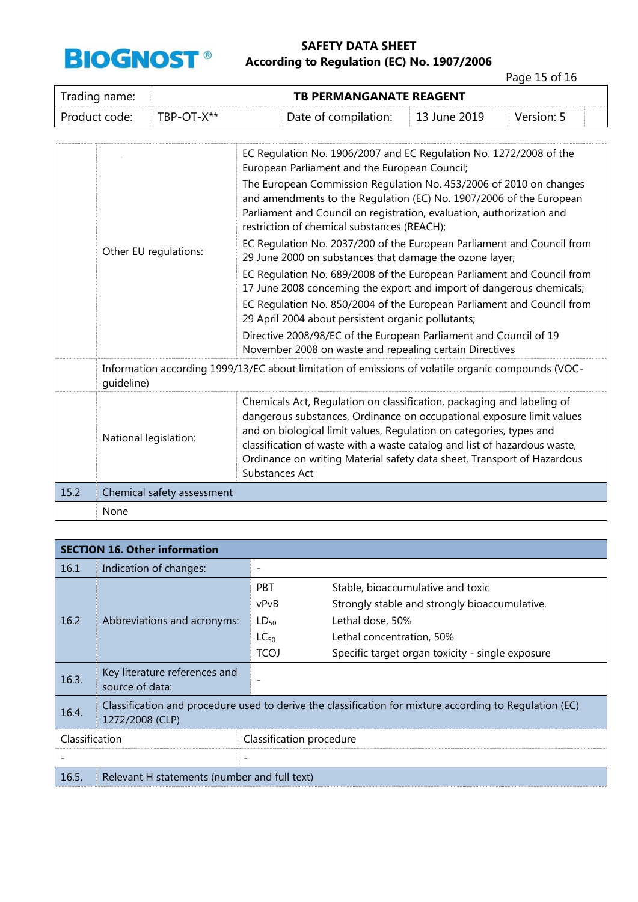| | | |
|---|---|---|
| | Other EU regulations: | EC Regulation No. 1906/2007 and EC Regulation No. 1272/2008 of the European Parliament and the European Council;<br>The European Commission Regulation No. 453/2006 of 2010 on changes and amendments to the Regulation (EC) No. 1907/2006 of the European Parliament and Council on registration, evaluation, authorization and restriction of chemical substances (REACH);<br>EC Regulation No. 2037/200 of the European Parliament and Council from 29 June 2000 on substances that damage the ozone layer;<br>EC Regulation No. 689/2008 of the European Parliament and Council from 17 June 2008 concerning the export and import of dangerous chemicals;<br>EC Regulation No. 850/2004 of the European Parliament and Council from 29 April 2004 about persistent organic pollutants;<br>Directive 2008/98/EC of the European Parliament and Council of 19 November 2008 on waste and repealing certain Directives |
| | Information according 1999/13/EC about limitation of emissions of volatile organic compounds (VOC-guideline) | |
| | National legislation: | Chemicals Act, Regulation on classification, packaging and labeling of dangerous substances, Ordinance on occupational exposure limit values and on biological limit values, Regulation on categories, types and classification of waste with a waste catalog and list of hazardous waste, Ordinance on writing Material safety data sheet, Transport of Hazardous Substances Act |
| 15.2 | Chemical safety assessment | |
| | None | |

## SECTION 16. Other information

| | | | |
|---|---|---|---|
| 16.1 | Indication of changes: | - | |
| 16.2 | Abbreviations and acronyms: | PBT | Stable, bioaccumulative and toxic |
| | | vPvB | Strongly stable and strongly bioaccumulative. |
| | | $LD_{50}$ | Lethal dose, 50% |
| | | $LC_{50}$ | Lethal concentration, 50% |
| | | TCOJ | Specific target organ toxicity - single exposure |
| 16.3. | Key literature references and source of data: | - | |
| 16.4. | Classification and procedure used to derive the classification for mixture according to Regulation (EC) 1272/2008 (CLP) | | |

| Classification | Classification procedure |
|---|---|
| - | - |

| | |
|---|---|
| 16.5. | Relevant H statements (number and full text) |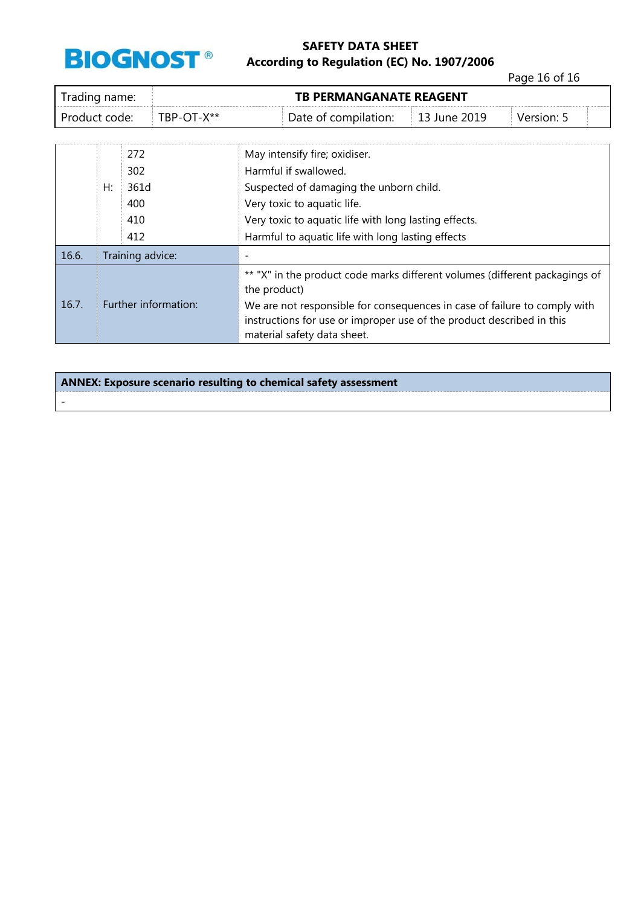| | | | |
|---|---|---|---|
| | | 272 | May intensify fire; oxidiser. |
| | | 302 | Harmful if swallowed. |
| | H: | 361d | Suspected of damaging the unborn child. |
| | | 400 | Very toxic to aquatic life. |
| | | 410 | Very toxic to aquatic life with long lasting effects. |
| | | 412 | Harmful to aquatic life with long lasting effects |
| 16.6. | Training advice: | | - |
| 16.7. | Further information: | | ** "X" in the product code marks different volumes (different packagings of the product)<br>We are not responsible for consequences in case of failure to comply with instructions for use or improper use of the product described in this material safety data sheet. |

| ANNEX: Exposure scenario resulting to chemical safety assessment |
|---|
| - |